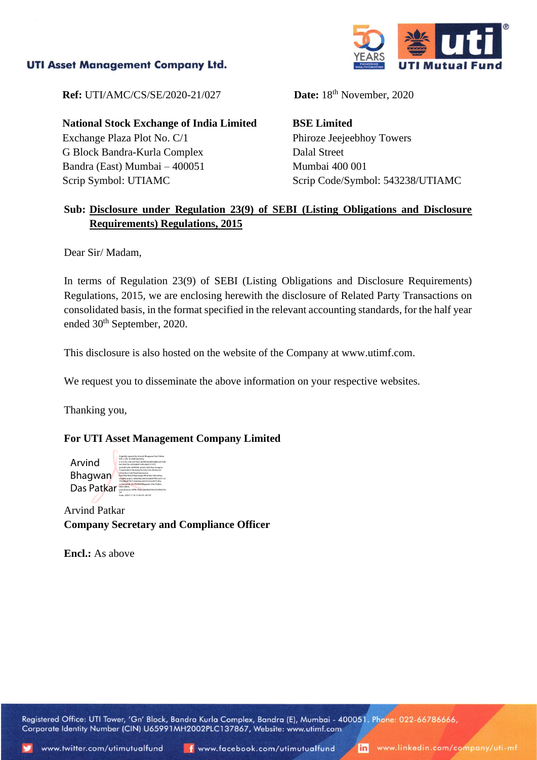**UTI Asset Management Company Ltd.**

**Ref:** UTI/AMC/CS/SE/2020-21/027

**Date:** 18th November, 2020

**National Stock Exchange of India Limited**
Exchange Plaza Plot No. C/1
G Block Bandra-Kurla Complex
Bandra (East) Mumbai – 400051
Scrip Symbol: UTIAMC

**BSE Limited**
Phiroze Jeejeebhoy Towers
Dalal Street
Mumbai 400 001
Scrip Code/Symbol: 543238/UTIAMC

**Sub: Disclosure under Regulation 23(9) of SEBI (Listing Obligations and Disclosure Requirements) Regulations, 2015**

Dear Sir/ Madam,

In terms of Regulation 23(9) of SEBI (Listing Obligations and Disclosure Requirements) Regulations, 2015, we are enclosing herewith the disclosure of Related Party Transactions on consolidated basis, in the format specified in the relevant accounting standards, for the half year ended 30th September, 2020.

This disclosure is also hosted on the website of the Company at www.utimf.com.

We request you to disseminate the above information on your respective websites.

Thanking you,

**For UTI Asset Management Company Limited**

Arvind Bhagwan Das Patkar

Arvind Patkar
**Company Secretary and Compliance Officer**

**Encl.:** As above

Registered Office: UTI Tower, 'Gn' Block, Bandra Kurla Complex, Bandra (E), Mumbai - 400051. Phone: 022-66786666, Corporate Identity Number (CIN) U65991MH2002PLC137867, Website: www.utimf.com

www.twitter.com/utimutualfund www.facebook.com/utimutualfund www.linkedin.com/company/uti-mf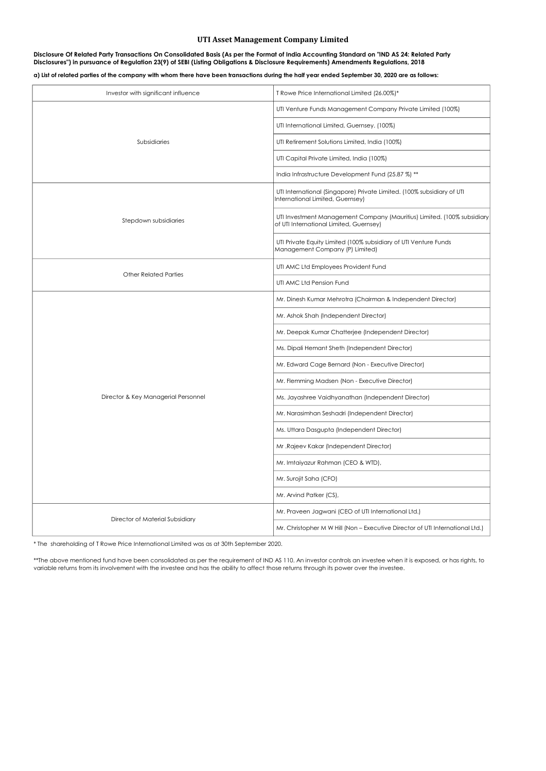# UTI Asset Management Company Limited

**Disclosure Of Related Party Transactions On Consolidated Basis (As per the Format of India Accounting Standard on "IND AS 24: Related Party Disclosures") in pursuance of Regulation 23(9) of SEBI (Listing Obligations & Disclosure Requirements) Amendments Regulations, 2018**

**a) List of related parties of the company with whom there have been transactions during the half year ended September 30, 2020 are as follows:**

| Investor with significant influence | T Rowe Price International Limited (26.00%)* |
|---|---|
| Subsidiaries | UTI Venture Funds Management Company Private Limited (100%) |
| | UTI International Limited, Guernsey. (100%) |
| | UTI Retirement Solutions Limited, India (100%) |
| | UTI Capital Private Limited, India (100%) |
| | India Infrastructure Development Fund (25.87 %) ** |
| Stepdown subsidiaries | UTI International (Singapore) Private Limited. (100% subsidiary of UTI International Limited, Guernsey) |
| | UTI Investment Management Company (Mauritius) Limited. (100% subsidiary of UTI International Limited, Guernsey) |
| | UTI Private Equity Limited (100% subsidiary of UTI Venture Funds Management Company (P) Limited) |
| Other Related Parties | UTI AMC Ltd Employees Provident Fund |
| | UTI AMC Ltd Pension Fund |
| Director & Key Managerial Personnel | Mr. Dinesh Kumar Mehrotra (Chairman & Independent Director) |
| | Mr. Ashok Shah (Independent Director) |
| | Mr. Deepak Kumar Chatterjee (Independent Director) |
| | Ms. Dipali Hemant Sheth (Independent Director) |
| | Mr. Edward Cage Bernard (Non - Executive Director) |
| | Mr. Flemming Madsen (Non - Executive Director) |
| | Ms. Jayashree Vaidhyanathan (Independent Director) |
| | Mr. Narasimhan Seshadri (Independent Director) |
| | Ms. Uttara Dasgupta (Independent Director) |
| | Mr .Rajeev Kakar (Independent Director) |
| | Mr. Imtaiyazur Rahman (CEO & WTD), |
| | Mr. Surojit Saha (CFO) |
| | Mr. Arvind Patker (CS), |
| Director of Material Subsidiary | Mr. Praveen Jagwani (CEO of UTI International Ltd.) |
| | Mr. Christopher M W Hill (Non – Executive Director of UTI International Ltd.) |

* The shareholding of T Rowe Price International Limited was as at 30th September 2020.

**The above mentioned fund have been consolidated as per the requirement of IND AS 110. An investor controls an investee when it is exposed, or has rights, to variable returns from its involvement with the investee and has the ability to affect those returns through its power over the investee.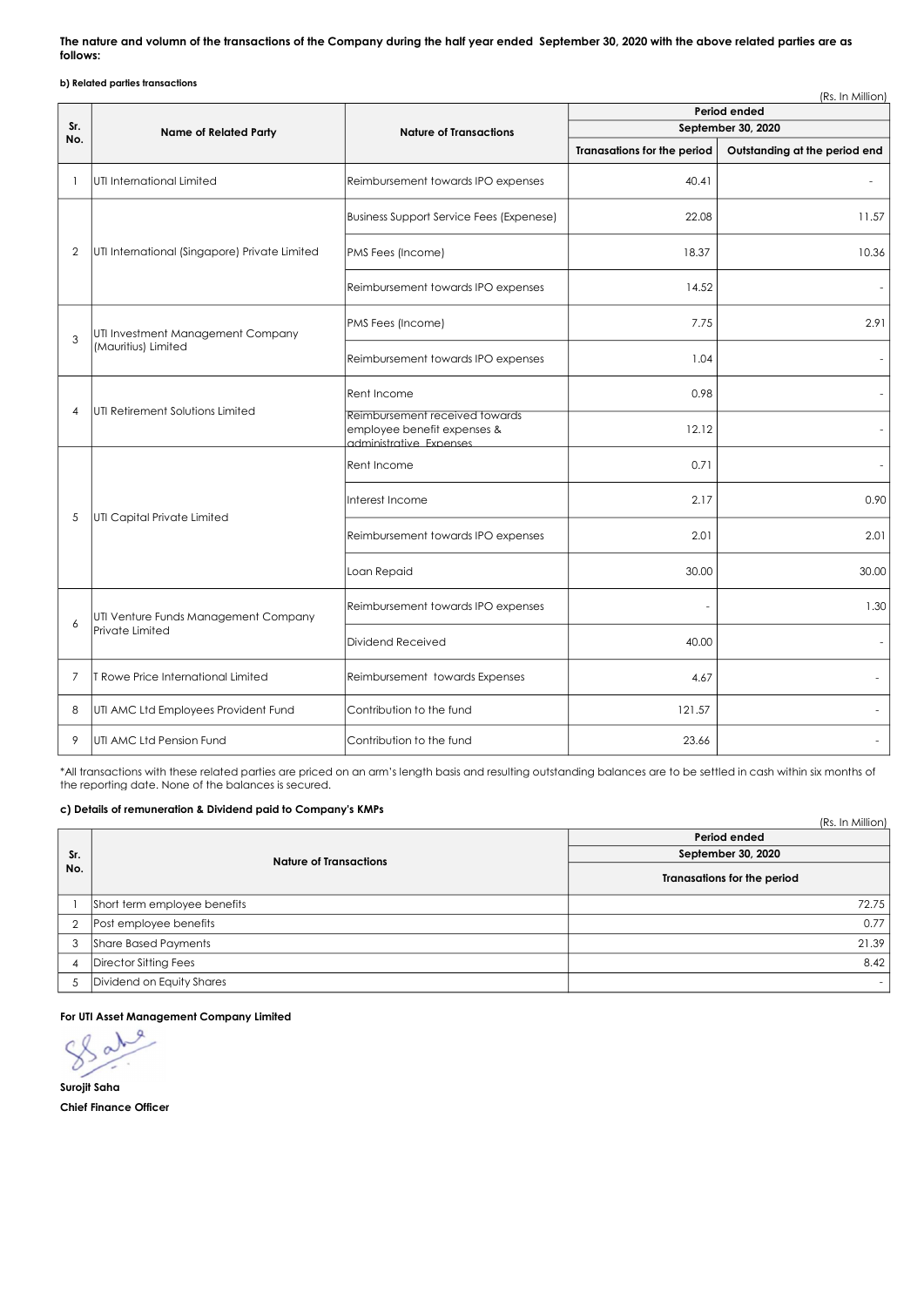**The nature and volumn of the transactions of the Company during the half year ended September 30, 2020 with the above related parties are as follows:**

**b) Related parties transactions**

(Rs. In Million)

| Sr. No. | Name of Related Party | Nature of Transactions | Period ended September 30, 2020 | |
|---|---|---|---|---|
| | | | Tranasations for the period | Outstanding at the period end |
| 1 | UTI International Limited | Reimbursement towards IPO expenses | 40.41 | - |
| 2 | UTI International (Singapore) Private Limited | Business Support Service Fees (Expenese) | 22.08 | 11.57 |
| | | PMS Fees (Income) | 18.37 | 10.36 |
| | | Reimbursement towards IPO expenses | 14.52 | - |
| 3 | UTI Investment Management Company (Mauritius) Limited | PMS Fees (Income) | 7.75 | 2.91 |
| | | Reimbursement towards IPO expenses | 1.04 | - |
| 4 | UTI Retirement Solutions Limited | Rent Income | 0.98 | - |
| | | Reimbursement received towards employee benefit expenses & administrative Expenses | 12.12 | - |
| 5 | UTI Capital Private Limited | Rent Income | 0.71 | - |
| | | Interest Income | 2.17 | 0.90 |
| | | Reimbursement towards IPO expenses | 2.01 | 2.01 |
| | | Loan Repaid | 30.00 | 30.00 |
| 6 | UTI Venture Funds Management Company Private Limited | Reimbursement towards IPO expenses | - | 1.30 |
| | | Dividend Received | 40.00 | - |
| 7 | T Rowe Price International Limited | Reimbursement towards Expenses | 4.67 | - |
| 8 | UTI AMC Ltd Employees Provident Fund | Contribution to the fund | 121.57 | - |
| 9 | UTI AMC Ltd Pension Fund | Contribution to the fund | 23.66 | - |

*All transactions with these related parties are priced on an arm's length basis and resulting outstanding balances are to be settled in cash within six months of the reporting date. None of the balances is secured.

**c) Details of remuneration & Dividend paid to Company's KMPs**

(Rs. In Million)

| Sr. No. | Nature of Transactions | Period ended September 30, 2020 |
|---|---|---|
| | | Tranasations for the period |
| 1 | Short term employee benefits | 72.75 |
| 2 | Post employee benefits | 0.77 |
| 3 | Share Based Payments | 21.39 |
| 4 | Director Sitting Fees | 8.42 |
| 5 | Dividend on Equity Shares | - |

**For UTI Asset Management Company Limited**

**Surojit Saha**

**Chief Finance Officer**